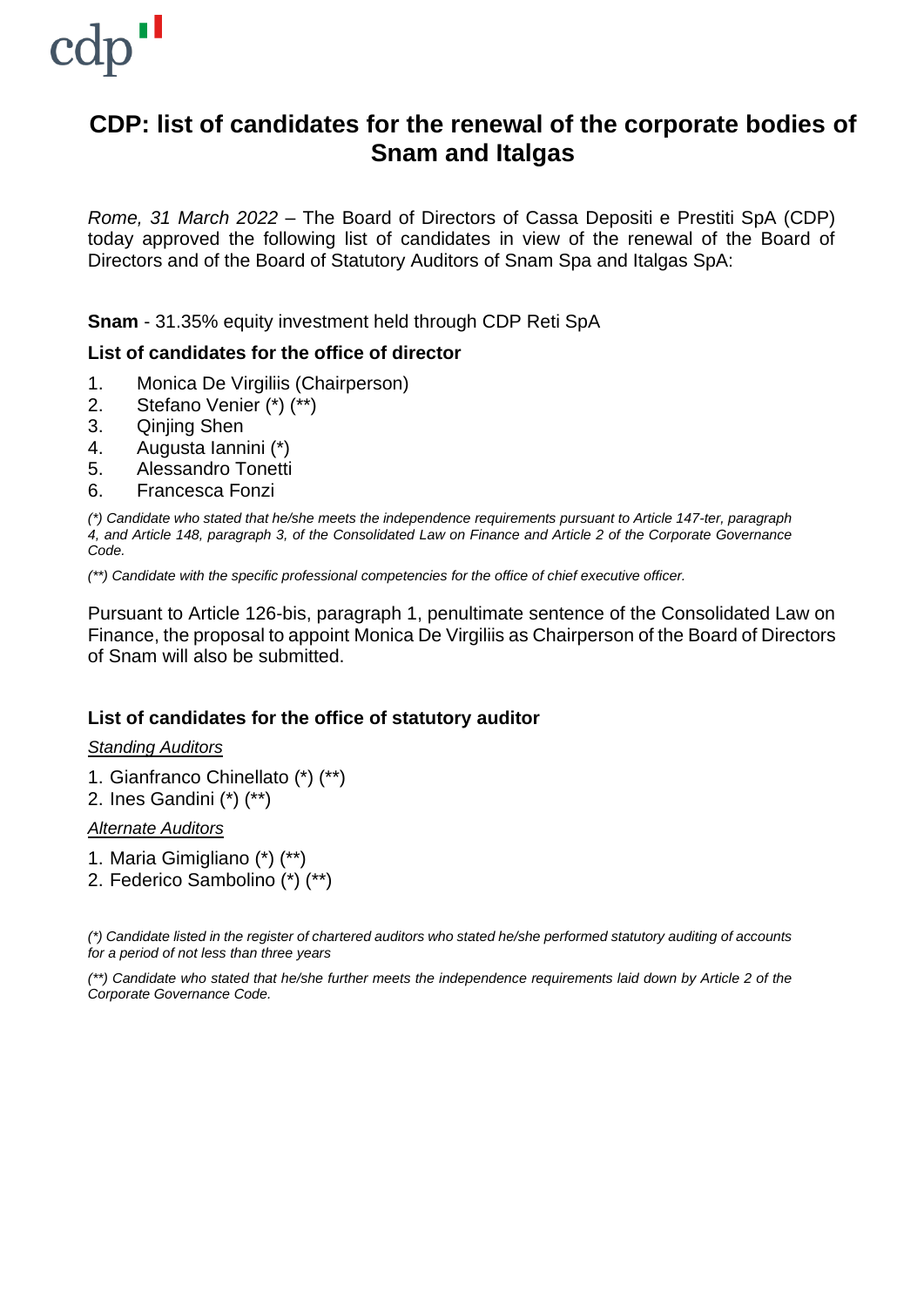# CDP: list of candidates for the renewal of the corporate bodies of Snam and Italgas

*Rome, 31 March 2022* – The Board of Directors of Cassa Depositi e Prestiti SpA (CDP) today approved the following list of candidates in view of the renewal of the Board of Directors and of the Board of Statutory Auditors of Snam Spa and Italgas SpA:

**Snam** - 31.35% equity investment held through CDP Reti SpA

### List of candidates for the office of director

1. Monica De Virgiliis (Chairperson)
2. Stefano Venier (*) (**)
3. Qinjing Shen
4. Augusta Iannini (*)
5. Alessandro Tonetti
6. Francesca Fonzi

*(\*) Candidate who stated that he/she meets the independence requirements pursuant to Article 147-ter, paragraph 4, and Article 148, paragraph 3, of the Consolidated Law on Finance and Article 2 of the Corporate Governance Code.*

*(\*\*) Candidate with the specific professional competencies for the office of chief executive officer.*

Pursuant to Article 126-bis, paragraph 1, penultimate sentence of the Consolidated Law on Finance, the proposal to appoint Monica De Virgiliis as Chairperson of the Board of Directors of Snam will also be submitted.

### List of candidates for the office of statutory auditor

*Standing Auditors*

1. Gianfranco Chinellato (*) (**)
2. Ines Gandini (*) (**)

*Alternate Auditors*

1. Maria Gimigliano (*) (**)
2. Federico Sambolino (*) (**)

*(\*) Candidate listed in the register of chartered auditors who stated he/she performed statutory auditing of accounts for a period of not less than three years*

*(\*\*) Candidate who stated that he/she further meets the independence requirements laid down by Article 2 of the Corporate Governance Code.*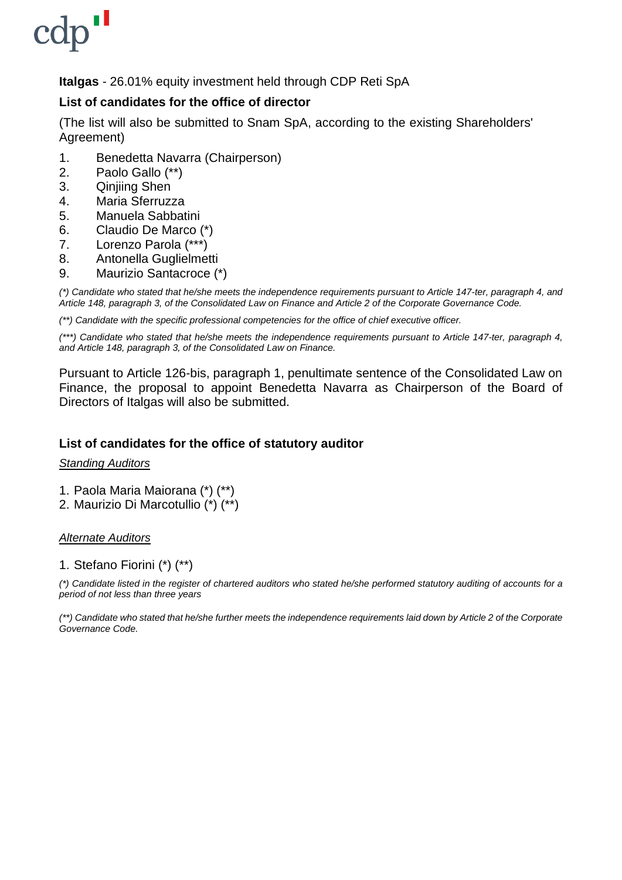**Italgas** - 26.01% equity investment held through CDP Reti SpA

### List of candidates for the office of director

(The list will also be submitted to Snam SpA, according to the existing Shareholders' Agreement)

1. Benedetta Navarra (Chairperson)
2. Paolo Gallo (**)
3. Qinjiing Shen
4. Maria Sferruzza
5. Manuela Sabbatini
6. Claudio De Marco (*)
7. Lorenzo Parola (***)
8. Antonella Guglielmetti
9. Maurizio Santacroce (*)

*(\*) Candidate who stated that he/she meets the independence requirements pursuant to Article 147-ter, paragraph 4, and Article 148, paragraph 3, of the Consolidated Law on Finance and Article 2 of the Corporate Governance Code.*

*(\*\*) Candidate with the specific professional competencies for the office of chief executive officer.*

*(\*\*\*) Candidate who stated that he/she meets the independence requirements pursuant to Article 147-ter, paragraph 4, and Article 148, paragraph 3, of the Consolidated Law on Finance.*

Pursuant to Article 126-bis, paragraph 1, penultimate sentence of the Consolidated Law on Finance, the proposal to appoint Benedetta Navarra as Chairperson of the Board of Directors of Italgas will also be submitted.

### List of candidates for the office of statutory auditor

<u>*Standing Auditors*</u>

1. Paola Maria Maiorana (*) (**)
2. Maurizio Di Marcotullio (*) (**)

<u>*Alternate Auditors*</u>

1. Stefano Fiorini (*) (**)

*(\*) Candidate listed in the register of chartered auditors who stated he/she performed statutory auditing of accounts for a period of not less than three years*

*(\*\*) Candidate who stated that he/she further meets the independence requirements laid down by Article 2 of the Corporate Governance Code.*